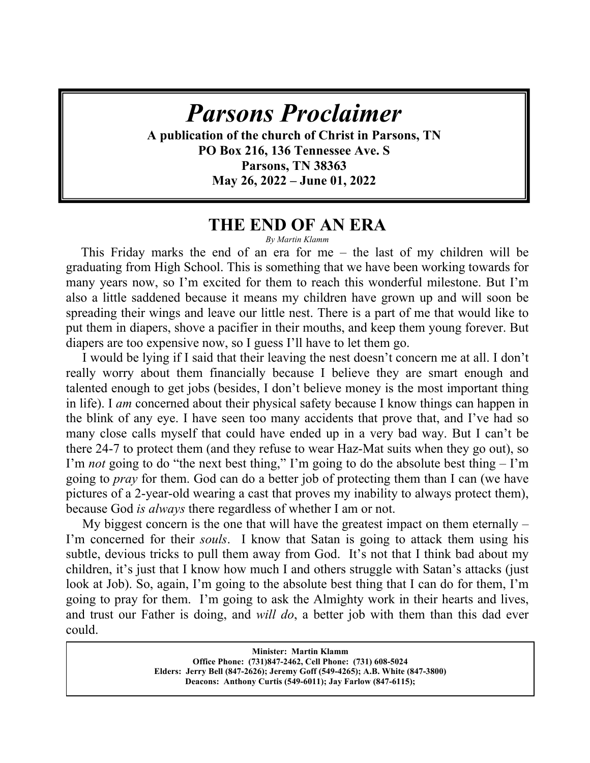# *Parsons Proclaimer*

**A publication of the church of Christ in Parsons, TN**
**PO Box 216, 136 Tennessee Ave. S**
**Parsons, TN 38363**
**May 26, 2022 – June 01, 2022**

## THE END OF AN ERA

*By Martin Klamm*

This Friday marks the end of an era for me – the last of my children will be graduating from High School. This is something that we have been working towards for many years now, so I'm excited for them to reach this wonderful milestone. But I'm also a little saddened because it means my children have grown up and will soon be spreading their wings and leave our little nest. There is a part of me that would like to put them in diapers, shove a pacifier in their mouths, and keep them young forever. But diapers are too expensive now, so I guess I'll have to let them go.

I would be lying if I said that their leaving the nest doesn't concern me at all. I don't really worry about them financially because I believe they are smart enough and talented enough to get jobs (besides, I don't believe money is the most important thing in life). I *am* concerned about their physical safety because I know things can happen in the blink of any eye. I have seen too many accidents that prove that, and I've had so many close calls myself that could have ended up in a very bad way. But I can't be there 24-7 to protect them (and they refuse to wear Haz-Mat suits when they go out), so I'm *not* going to do "the next best thing," I'm going to do the absolute best thing – I'm going to *pray* for them. God can do a better job of protecting them than I can (we have pictures of a 2-year-old wearing a cast that proves my inability to always protect them), because God *is always* there regardless of whether I am or not.

My biggest concern is the one that will have the greatest impact on them eternally – I'm concerned for their *souls*. I know that Satan is going to attack them using his subtle, devious tricks to pull them away from God. It's not that I think bad about my children, it's just that I know how much I and others struggle with Satan's attacks (just look at Job). So, again, I'm going to the absolute best thing that I can do for them, I'm going to pray for them. I'm going to ask the Almighty work in their hearts and lives, and trust our Father is doing, and *will do*, a better job with them than this dad ever could.

**Minister: Martin Klamm**
**Office Phone: (731)847-2462, Cell Phone: (731) 608-5024**
**Elders: Jerry Bell (847-2626); Jeremy Goff (549-4265); A.B. White (847-3800)**
**Deacons: Anthony Curtis (549-6011); Jay Farlow (847-6115);**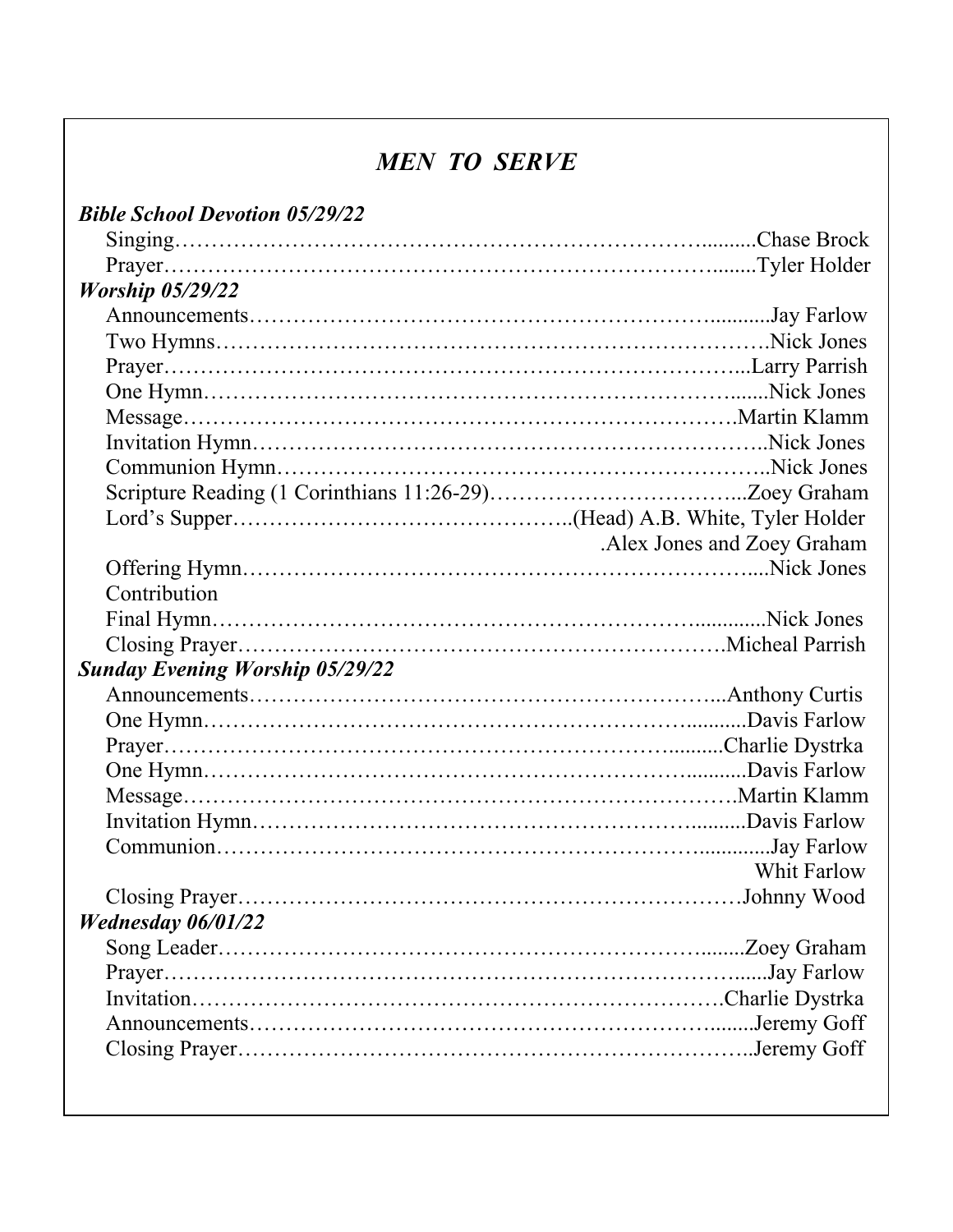## *MEN TO SERVE*

***Bible School Devotion 05/29/22***

Singing……………………………………………………………………..........Chase Brock
Prayer……………………………………………………………………........Tyler Holder

***Worship 05/29/22***

Announcements…………………………………………………………...........Jay Farlow
Two Hymns………………………………………………………………….Nick Jones
Prayer……………………………………………………………………...Larry Parrish
One Hymn……………………………………………………………….......Nick Jones
Message……………………………………………………………………….Martin Klamm
Invitation Hymn…………………………………………………………..Nick Jones
Communion Hymn………………………………………………………..Nick Jones
Scripture Reading (1 Corinthians 11:26-29)……………………………...Zoey Graham
Lord's Supper………………………………………..(Head) A.B. White, Tyler Holder
.Alex Jones and Zoey Graham
Offering Hymn…………………………………………………………....Nick Jones
Contribution
Final Hymn……………………………………………………….............Nick Jones
Closing Prayer……………………………………………………………Micheal Parrish

***Sunday Evening Worship 05/29/22***

Announcements…………………………………………………………...Anthony Curtis
One Hymn…………………………………………………………...........Davis Farlow
Prayer……………………………………………………………...........Charlie Dystrka
One Hymn…………………………………………………………...........Davis Farlow
Message……………………………………………………………………….Martin Klamm
Invitation Hymn…………………………………………………….........Davis Farlow
Communion………………………………………………………….............Jay Farlow
Whit Farlow
Closing Prayer…………………………………………………………….Johnny Wood

***Wednesday 06/01/22***

Song Leader………………………………………………………….........Zoey Graham
Prayer……………………………………………………………………......Jay Farlow
Invitation……………………………………………………………………Charlie Dystrka
Announcements……………………………………………………….........Jeremy Goff
Closing Prayer……………………………………………………………..Jeremy Goff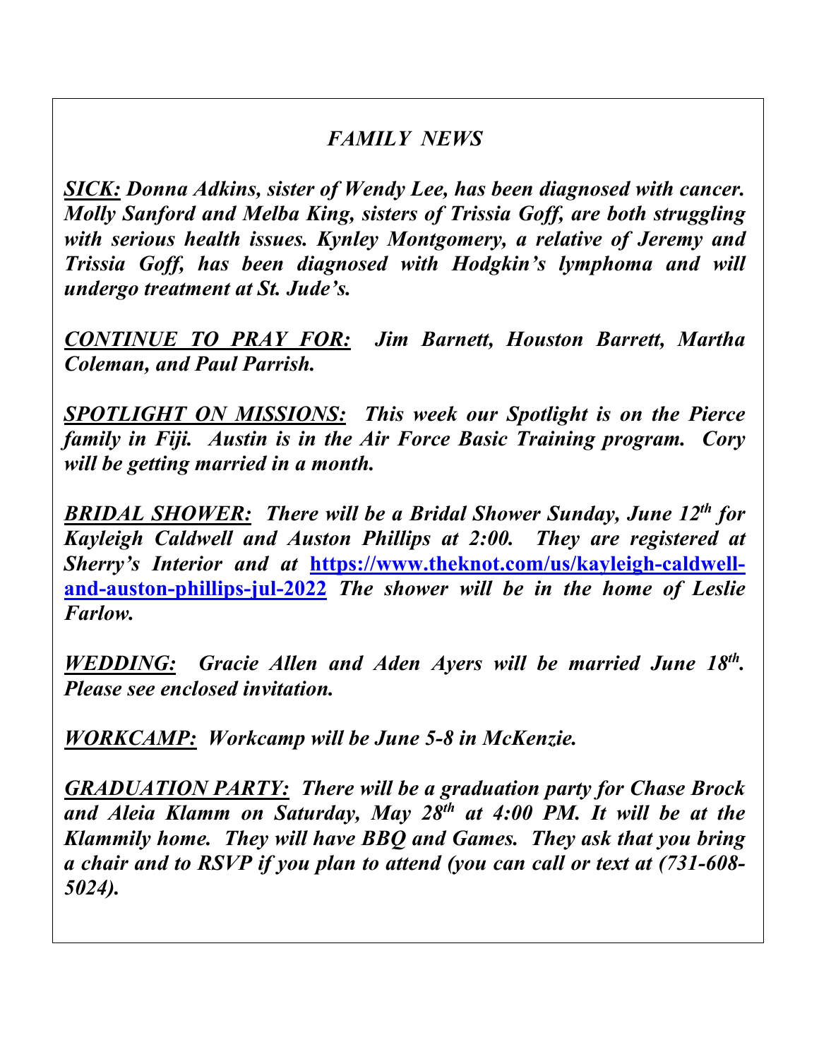## *FAMILY NEWS*

***SICK:*** ***Donna Adkins, sister of Wendy Lee, has been diagnosed with cancer. Molly Sanford and Melba King, sisters of Trissia Goff, are both struggling with serious health issues. Kynley Montgomery, a relative of Jeremy and Trissia Goff, has been diagnosed with Hodgkin's lymphoma and will undergo treatment at St. Jude's.***

***CONTINUE TO PRAY FOR:*** ***Jim Barnett, Houston Barrett, Martha Coleman, and Paul Parrish.***

***SPOTLIGHT ON MISSIONS:*** ***This week our Spotlight is on the Pierce family in Fiji. Austin is in the Air Force Basic Training program. Cory will be getting married in a month.***

***BRIDAL SHOWER:*** ***There will be a Bridal Shower Sunday, June 12th for Kayleigh Caldwell and Auston Phillips at 2:00. They are registered at Sherry's Interior and at [https://www.theknot.com/us/kayleigh-caldwell-and-auston-phillips-jul-2022](https://www.theknot.com/us/kayleigh-caldwell-and-auston-phillips-jul-2022) The shower will be in the home of Leslie Farlow.***

***WEDDING:*** ***Gracie Allen and Aden Ayers will be married June 18th. Please see enclosed invitation.***

***WORKCAMP:*** ***Workcamp will be June 5-8 in McKenzie.***

***GRADUATION PARTY:*** ***There will be a graduation party for Chase Brock and Aleia Klamm on Saturday, May 28th at 4:00 PM. It will be at the Klammily home. They will have BBQ and Games. They ask that you bring a chair and to RSVP if you plan to attend (you can call or text at (731-608-5024).***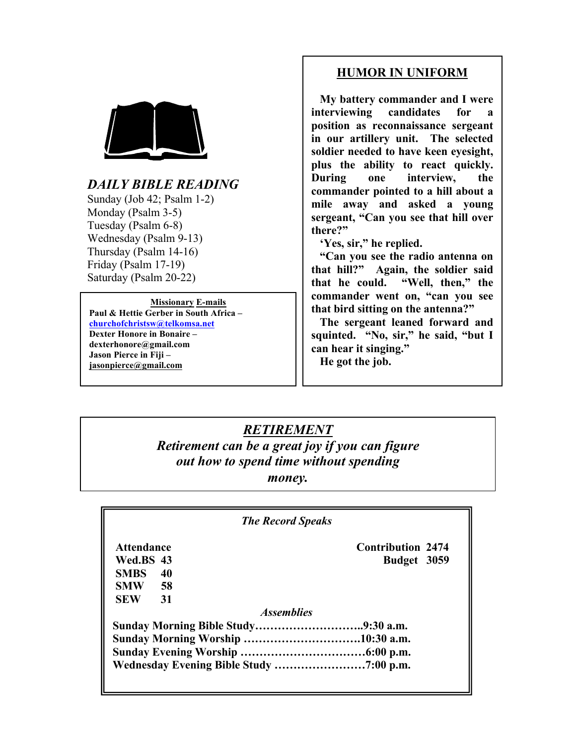## *DAILY BIBLE READING*

Sunday (Job 42; Psalm 1-2)
Monday (Psalm 3-5)
Tuesday (Psalm 6-8)
Wednesday (Psalm 9-13)
Thursday (Psalm 14-16)
Friday (Psalm 17-19)
Saturday (Psalm 20-22)

**Missionary E-mails**

**Paul & Hettie Gerber in South Africa –**
**churchofchristsw@telkomsa.net**
**Dexter Honore in Bonaire –**
**dexterhonore@gmail.com**
**Jason Pierce in Fiji –**
**jasonpierce@gmail.com**

## HUMOR IN UNIFORM

**My battery commander and I were interviewing candidates for a position as reconnaissance sergeant in our artillery unit. The selected soldier needed to have keen eyesight, plus the ability to react quickly. During one interview, the commander pointed to a hill about a mile away and asked a young sergeant, "Can you see that hill over there?"**

**'Yes, sir," he replied.**

**"Can you see the radio antenna on that hill?" Again, the soldier said that he could. "Well, then," the commander went on, "can you see that bird sitting on the antenna?"**

**The sergeant leaned forward and squinted. "No, sir," he said, "but I can hear it singing."**

**He got the job.**

## *RETIREMENT*

***Retirement can be a great joy if you can figure out how to spend time without spending money.***

*The Record Speaks*

| | | | |
|---|---|---|---|
| **Attendance** | | **Contribution** | **2474** |
| **Wed.BS** | **43** | **Budget** | **3059** |
| **SMBS** | **40** | | |
| **SMW** | **58** | | |
| **SEW** | **31** | | |

*Assemblies*

**Sunday Morning Bible Study………………………..9:30 a.m.**
**Sunday Morning Worship ………………………….10:30 a.m.**
**Sunday Evening Worship ……………………………6:00 p.m.**
**Wednesday Evening Bible Study ……………………7:00 p.m.**